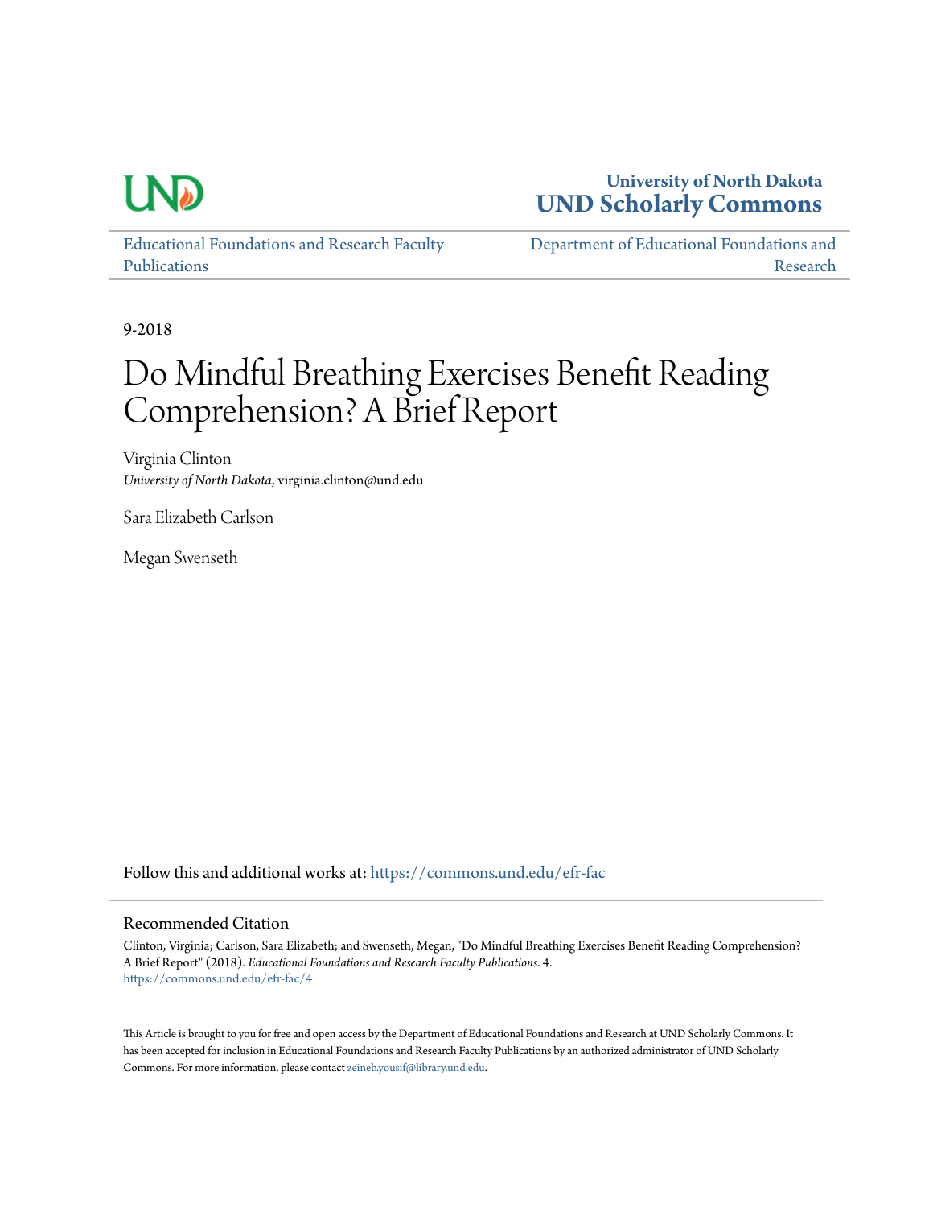University of North Dakota
**UND Scholarly Commons**

Educational Foundations and Research Faculty Publications | Department of Educational Foundations and Research

9-2018

# Do Mindful Breathing Exercises Benefit Reading Comprehension? A Brief Report

Virginia Clinton
*University of North Dakota*, virginia.clinton@und.edu

Sara Elizabeth Carlson

Megan Swenseth

Follow this and additional works at: https://commons.und.edu/efr-fac

## Recommended Citation

Clinton, Virginia; Carlson, Sara Elizabeth; and Swenseth, Megan, "Do Mindful Breathing Exercises Benefit Reading Comprehension? A Brief Report" (2018). *Educational Foundations and Research Faculty Publications*. 4.
https://commons.und.edu/efr-fac/4

This Article is brought to you for free and open access by the Department of Educational Foundations and Research at UND Scholarly Commons. It has been accepted for inclusion in Educational Foundations and Research Faculty Publications by an authorized administrator of UND Scholarly Commons. For more information, please contact zeineb.yousif@library.und.edu.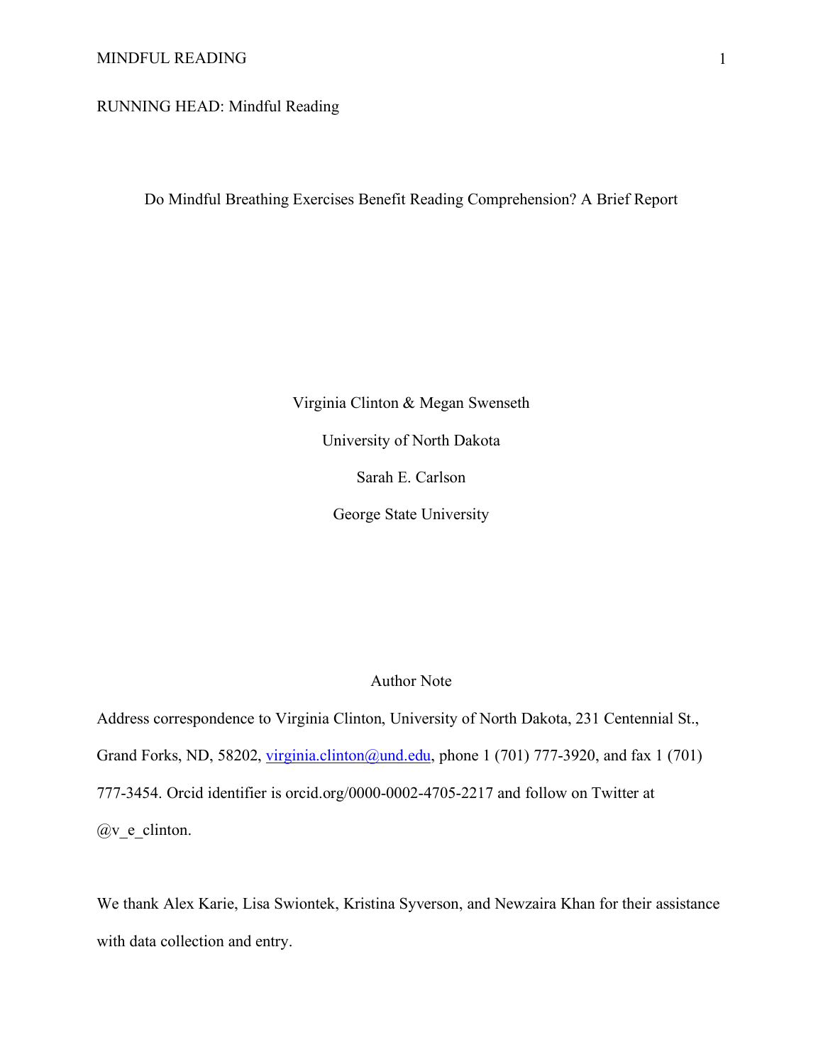RUNNING HEAD: Mindful Reading

Do Mindful Breathing Exercises Benefit Reading Comprehension? A Brief Report

Virginia Clinton & Megan Swenseth

University of North Dakota

Sarah E. Carlson

George State University

Author Note

Address correspondence to Virginia Clinton, University of North Dakota, 231 Centennial St., Grand Forks, ND, 58202, virginia.clinton@und.edu, phone 1 (701) 777-3920, and fax 1 (701) 777-3454. Orcid identifier is orcid.org/0000-0002-4705-2217 and follow on Twitter at @v_e_clinton.

We thank Alex Karie, Lisa Swiontek, Kristina Syverson, and Newzaira Khan for their assistance with data collection and entry.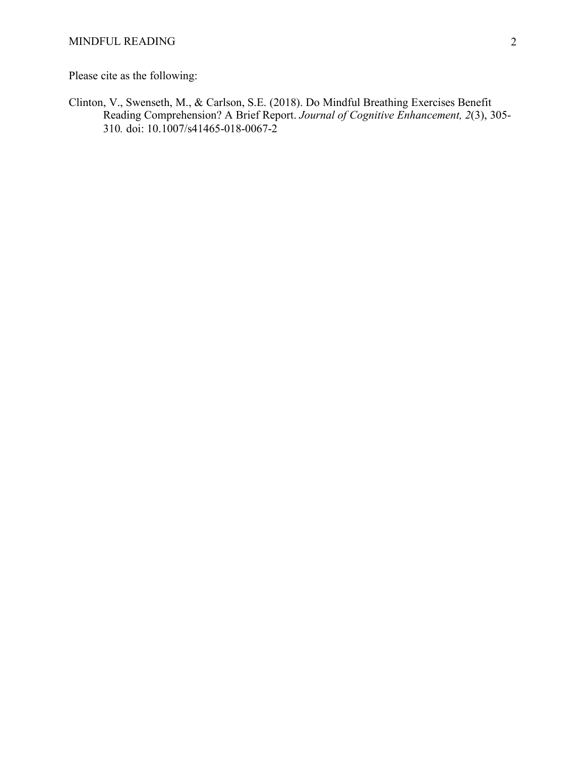Please cite as the following:

Clinton, V., Swenseth, M., & Carlson, S.E. (2018). Do Mindful Breathing Exercises Benefit Reading Comprehension? A Brief Report. *Journal of Cognitive Enhancement, 2*(3), 305-310*.* doi: 10.1007/s41465-018-0067-2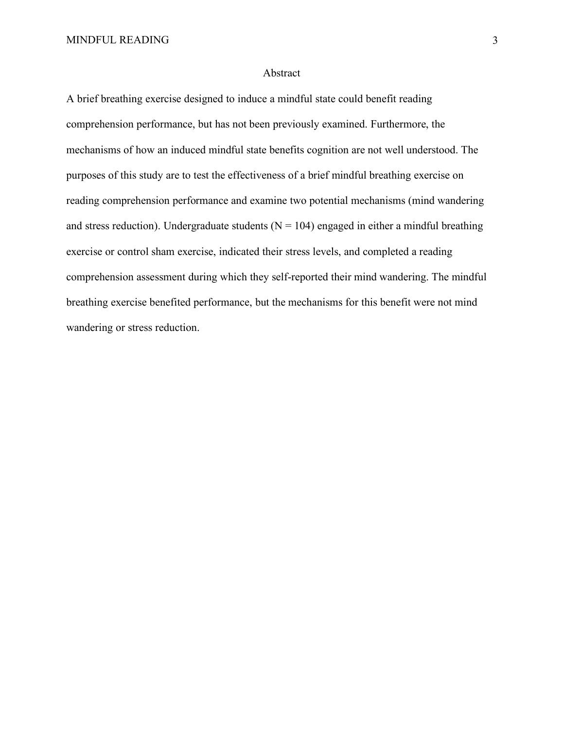# Abstract

A brief breathing exercise designed to induce a mindful state could benefit reading comprehension performance, but has not been previously examined. Furthermore, the mechanisms of how an induced mindful state benefits cognition are not well understood. The purposes of this study are to test the effectiveness of a brief mindful breathing exercise on reading comprehension performance and examine two potential mechanisms (mind wandering and stress reduction). Undergraduate students ($N = 104$) engaged in either a mindful breathing exercise or control sham exercise, indicated their stress levels, and completed a reading comprehension assessment during which they self-reported their mind wandering. The mindful breathing exercise benefited performance, but the mechanisms for this benefit were not mind wandering or stress reduction.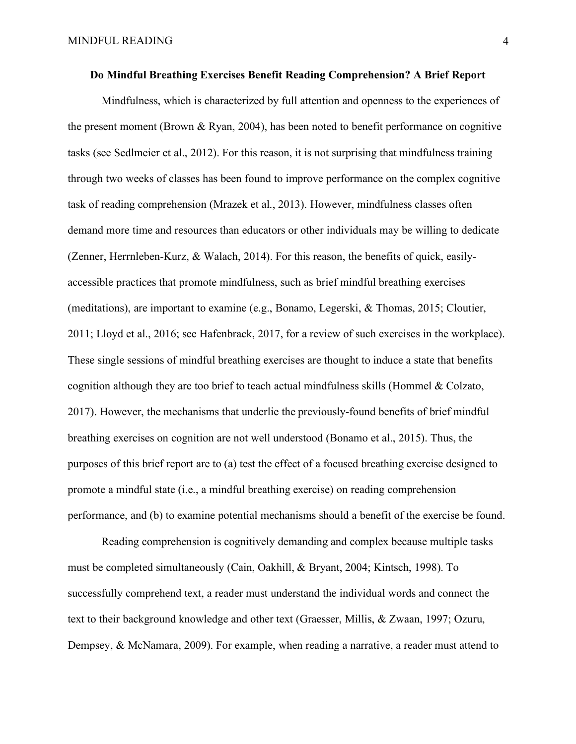## Do Mindful Breathing Exercises Benefit Reading Comprehension? A Brief Report

Mindfulness, which is characterized by full attention and openness to the experiences of the present moment (Brown & Ryan, 2004), has been noted to benefit performance on cognitive tasks (see Sedlmeier et al., 2012). For this reason, it is not surprising that mindfulness training through two weeks of classes has been found to improve performance on the complex cognitive task of reading comprehension (Mrazek et al., 2013). However, mindfulness classes often demand more time and resources than educators or other individuals may be willing to dedicate (Zenner, Herrnleben-Kurz, & Walach, 2014). For this reason, the benefits of quick, easily-accessible practices that promote mindfulness, such as brief mindful breathing exercises (meditations), are important to examine (e.g., Bonamo, Legerski, & Thomas, 2015; Cloutier, 2011; Lloyd et al., 2016; see Hafenbrack, 2017, for a review of such exercises in the workplace). These single sessions of mindful breathing exercises are thought to induce a state that benefits cognition although they are too brief to teach actual mindfulness skills (Hommel & Colzato, 2017). However, the mechanisms that underlie the previously-found benefits of brief mindful breathing exercises on cognition are not well understood (Bonamo et al., 2015). Thus, the purposes of this brief report are to (a) test the effect of a focused breathing exercise designed to promote a mindful state (i.e., a mindful breathing exercise) on reading comprehension performance, and (b) to examine potential mechanisms should a benefit of the exercise be found.

Reading comprehension is cognitively demanding and complex because multiple tasks must be completed simultaneously (Cain, Oakhill, & Bryant, 2004; Kintsch, 1998). To successfully comprehend text, a reader must understand the individual words and connect the text to their background knowledge and other text (Graesser, Millis, & Zwaan, 1997; Ozuru, Dempsey, & McNamara, 2009). For example, when reading a narrative, a reader must attend to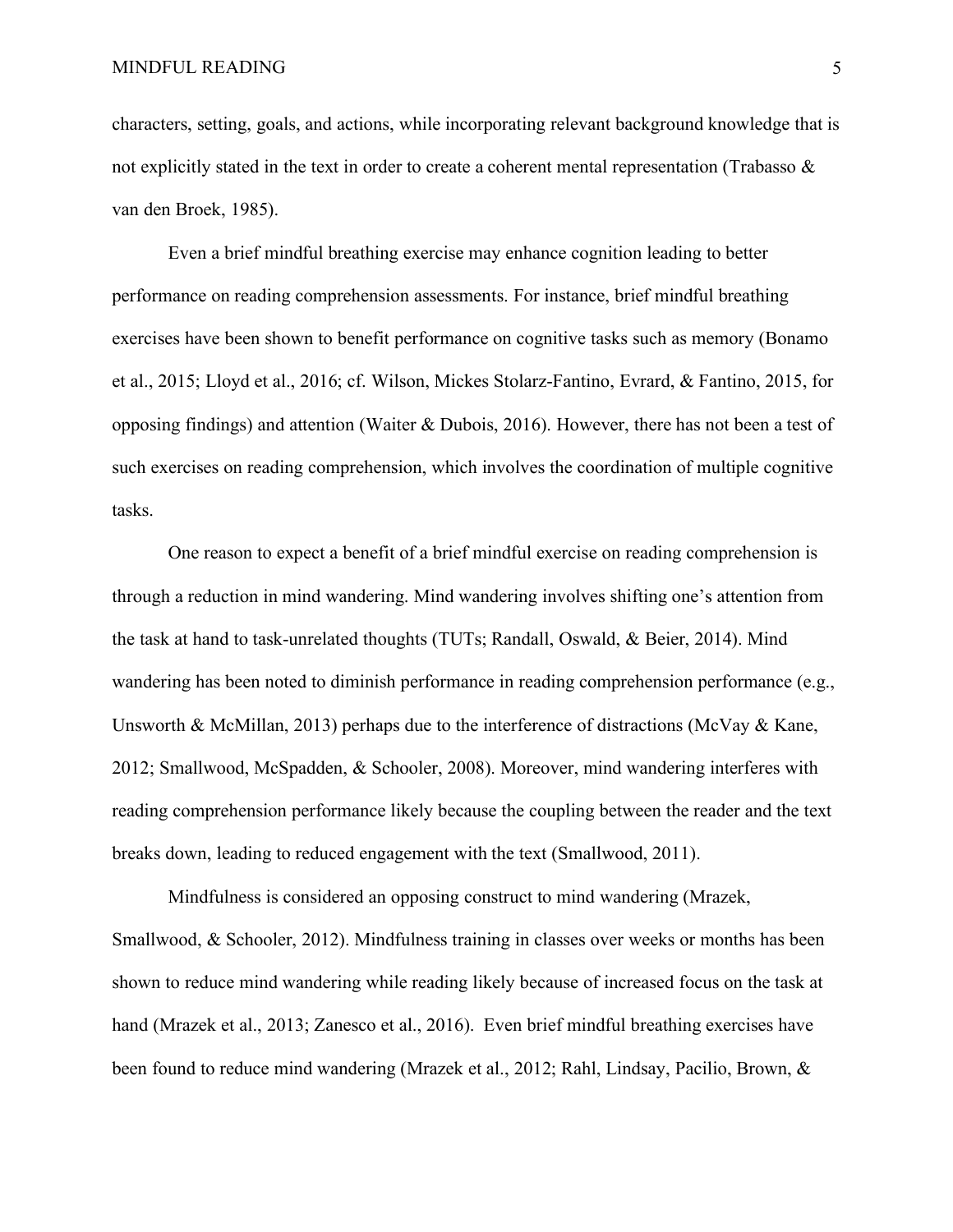characters, setting, goals, and actions, while incorporating relevant background knowledge that is not explicitly stated in the text in order to create a coherent mental representation (Trabasso & van den Broek, 1985).

Even a brief mindful breathing exercise may enhance cognition leading to better performance on reading comprehension assessments. For instance, brief mindful breathing exercises have been shown to benefit performance on cognitive tasks such as memory (Bonamo et al., 2015; Lloyd et al., 2016; cf. Wilson, Mickes Stolarz-Fantino, Evrard, & Fantino, 2015, for opposing findings) and attention (Waiter & Dubois, 2016). However, there has not been a test of such exercises on reading comprehension, which involves the coordination of multiple cognitive tasks.

One reason to expect a benefit of a brief mindful exercise on reading comprehension is through a reduction in mind wandering. Mind wandering involves shifting one's attention from the task at hand to task-unrelated thoughts (TUTs; Randall, Oswald, & Beier, 2014). Mind wandering has been noted to diminish performance in reading comprehension performance (e.g., Unsworth & McMillan, 2013) perhaps due to the interference of distractions (McVay & Kane, 2012; Smallwood, McSpadden, & Schooler, 2008). Moreover, mind wandering interferes with reading comprehension performance likely because the coupling between the reader and the text breaks down, leading to reduced engagement with the text (Smallwood, 2011).

Mindfulness is considered an opposing construct to mind wandering (Mrazek, Smallwood, & Schooler, 2012). Mindfulness training in classes over weeks or months has been shown to reduce mind wandering while reading likely because of increased focus on the task at hand (Mrazek et al., 2013; Zanesco et al., 2016). Even brief mindful breathing exercises have been found to reduce mind wandering (Mrazek et al., 2012; Rahl, Lindsay, Pacilio, Brown, &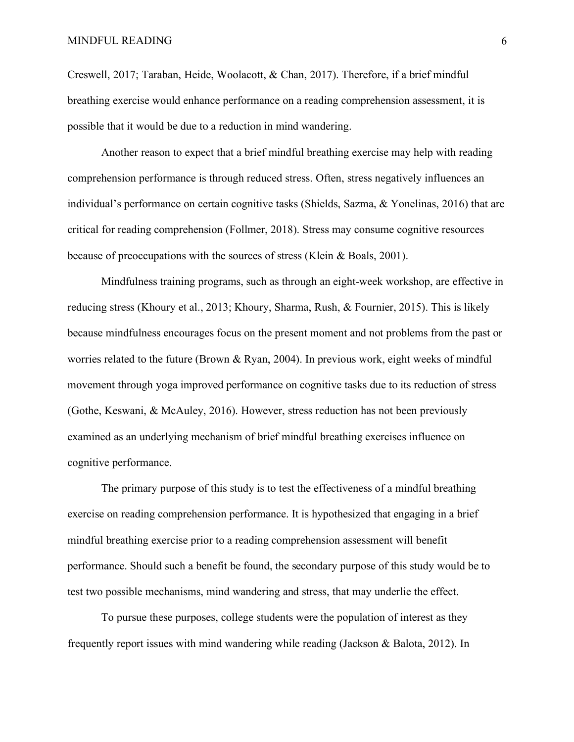Creswell, 2017; Taraban, Heide, Woolacott, & Chan, 2017). Therefore, if a brief mindful breathing exercise would enhance performance on a reading comprehension assessment, it is possible that it would be due to a reduction in mind wandering.

Another reason to expect that a brief mindful breathing exercise may help with reading comprehension performance is through reduced stress. Often, stress negatively influences an individual's performance on certain cognitive tasks (Shields, Sazma, & Yonelinas, 2016) that are critical for reading comprehension (Follmer, 2018). Stress may consume cognitive resources because of preoccupations with the sources of stress (Klein & Boals, 2001).

Mindfulness training programs, such as through an eight-week workshop, are effective in reducing stress (Khoury et al., 2013; Khoury, Sharma, Rush, & Fournier, 2015). This is likely because mindfulness encourages focus on the present moment and not problems from the past or worries related to the future (Brown & Ryan, 2004). In previous work, eight weeks of mindful movement through yoga improved performance on cognitive tasks due to its reduction of stress (Gothe, Keswani, & McAuley, 2016). However, stress reduction has not been previously examined as an underlying mechanism of brief mindful breathing exercises influence on cognitive performance.

The primary purpose of this study is to test the effectiveness of a mindful breathing exercise on reading comprehension performance. It is hypothesized that engaging in a brief mindful breathing exercise prior to a reading comprehension assessment will benefit performance. Should such a benefit be found, the secondary purpose of this study would be to test two possible mechanisms, mind wandering and stress, that may underlie the effect.

To pursue these purposes, college students were the population of interest as they frequently report issues with mind wandering while reading (Jackson & Balota, 2012). In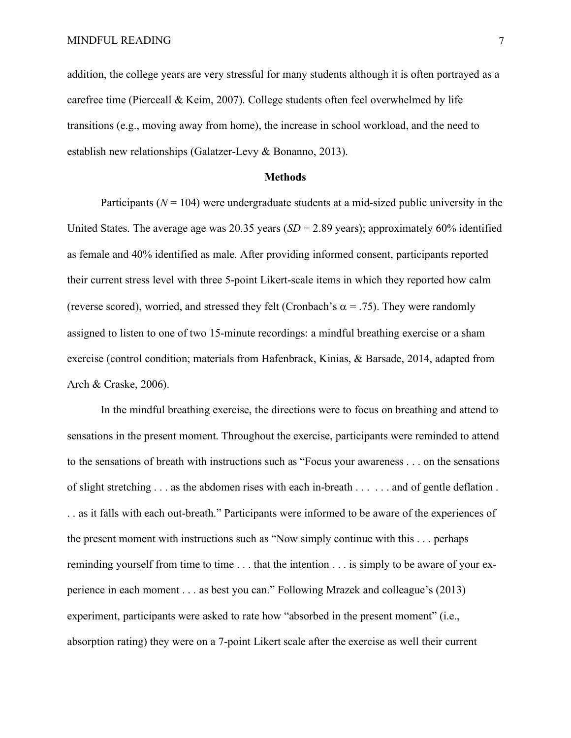addition, the college years are very stressful for many students although it is often portrayed as a carefree time (Pierceall & Keim, 2007). College students often feel overwhelmed by life transitions (e.g., moving away from home), the increase in school workload, and the need to establish new relationships (Galatzer-Levy & Bonanno, 2013).

## Methods

Participants ($N = 104$) were undergraduate students at a mid-sized public university in the United States. The average age was 20.35 years ($SD = 2.89$ years); approximately 60% identified as female and 40% identified as male. After providing informed consent, participants reported their current stress level with three 5-point Likert-scale items in which they reported how calm (reverse scored), worried, and stressed they felt (Cronbach's $\alpha = .75$). They were randomly assigned to listen to one of two 15-minute recordings: a mindful breathing exercise or a sham exercise (control condition; materials from Hafenbrack, Kinias, & Barsade, 2014, adapted from Arch & Craske, 2006).

In the mindful breathing exercise, the directions were to focus on breathing and attend to sensations in the present moment. Throughout the exercise, participants were reminded to attend to the sensations of breath with instructions such as "Focus your awareness . . . on the sensations of slight stretching . . . as the abdomen rises with each in-breath . . . . . . and of gentle deflation . . . as it falls with each out-breath." Participants were informed to be aware of the experiences of the present moment with instructions such as "Now simply continue with this . . . perhaps reminding yourself from time to time . . . that the intention . . . is simply to be aware of your experience in each moment . . . as best you can." Following Mrazek and colleague's (2013) experiment, participants were asked to rate how "absorbed in the present moment" (i.e., absorption rating) they were on a 7-point Likert scale after the exercise as well their current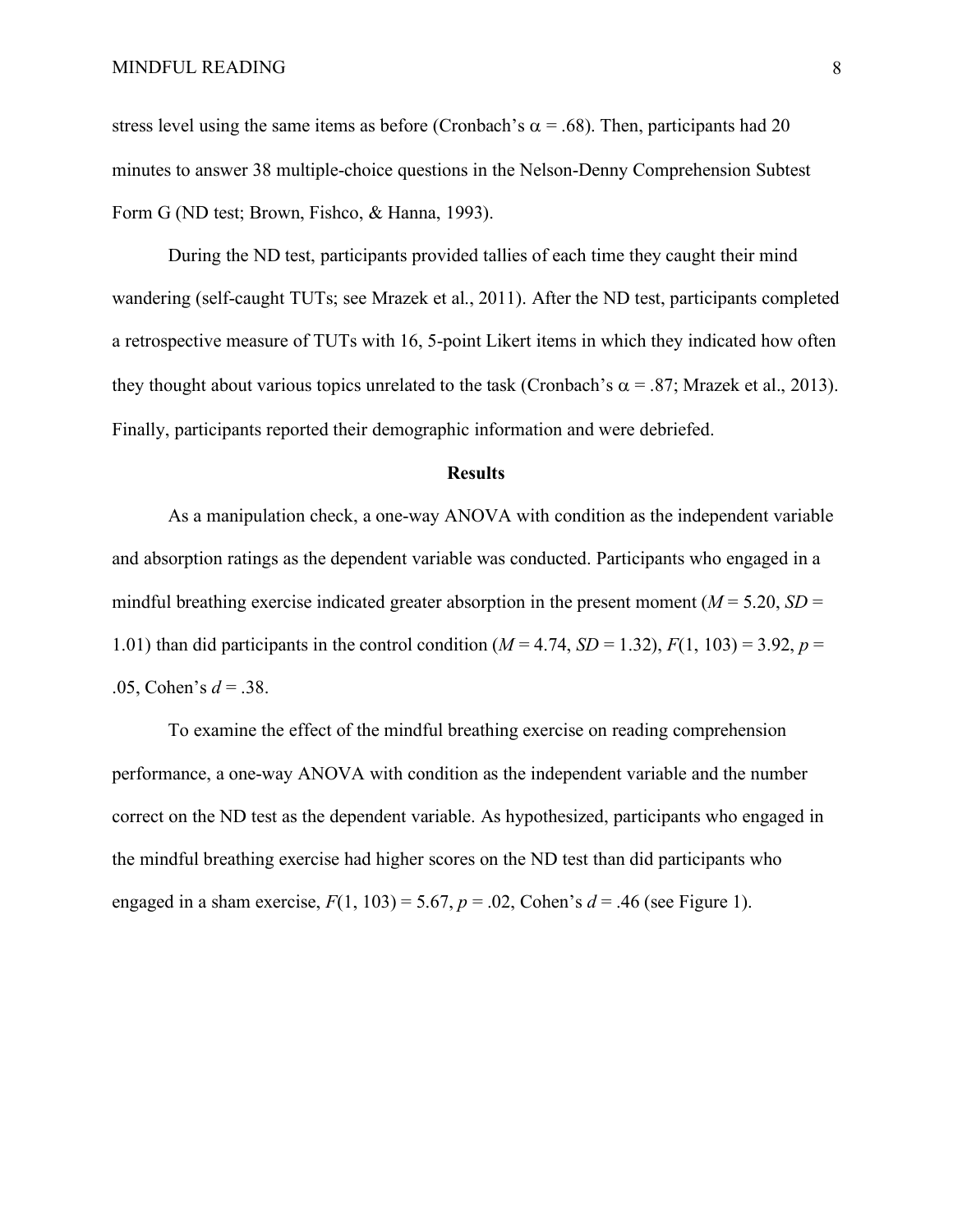stress level using the same items as before (Cronbach's $\alpha$ = .68). Then, participants had 20 minutes to answer 38 multiple-choice questions in the Nelson-Denny Comprehension Subtest Form G (ND test; Brown, Fishco, & Hanna, 1993).

During the ND test, participants provided tallies of each time they caught their mind wandering (self-caught TUTs; see Mrazek et al., 2011). After the ND test, participants completed a retrospective measure of TUTs with 16, 5-point Likert items in which they indicated how often they thought about various topics unrelated to the task (Cronbach's $\alpha$ = .87; Mrazek et al., 2013). Finally, participants reported their demographic information and were debriefed.

## Results

As a manipulation check, a one-way ANOVA with condition as the independent variable and absorption ratings as the dependent variable was conducted. Participants who engaged in a mindful breathing exercise indicated greater absorption in the present moment ($M$ = 5.20, $SD$ = 1.01) than did participants in the control condition ($M$ = 4.74, $SD$ = 1.32), $F(1, 103)$ = 3.92, $p$ = .05, Cohen's $d$ = .38.

To examine the effect of the mindful breathing exercise on reading comprehension performance, a one-way ANOVA with condition as the independent variable and the number correct on the ND test as the dependent variable. As hypothesized, participants who engaged in the mindful breathing exercise had higher scores on the ND test than did participants who engaged in a sham exercise, $F(1, 103)$ = 5.67, $p$ = .02, Cohen's $d$ = .46 (see Figure 1).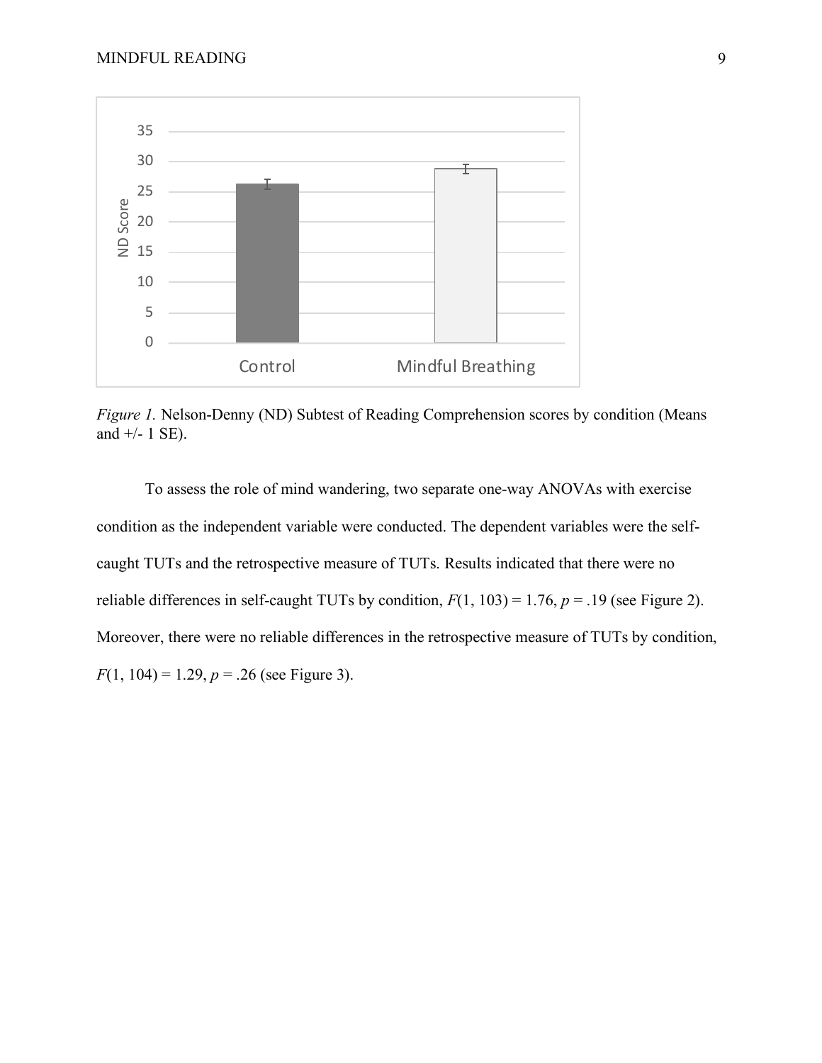*Figure 1.* Nelson-Denny (ND) Subtest of Reading Comprehension scores by condition (Means and +/- 1 SE).

To assess the role of mind wandering, two separate one-way ANOVAs with exercise condition as the independent variable were conducted. The dependent variables were the self-caught TUTs and the retrospective measure of TUTs. Results indicated that there were no reliable differences in self-caught TUTs by condition, $F(1, 103) = 1.76$, $p = .19$ (see Figure 2). Moreover, there were no reliable differences in the retrospective measure of TUTs by condition, $F(1, 104) = 1.29$, $p = .26$ (see Figure 3).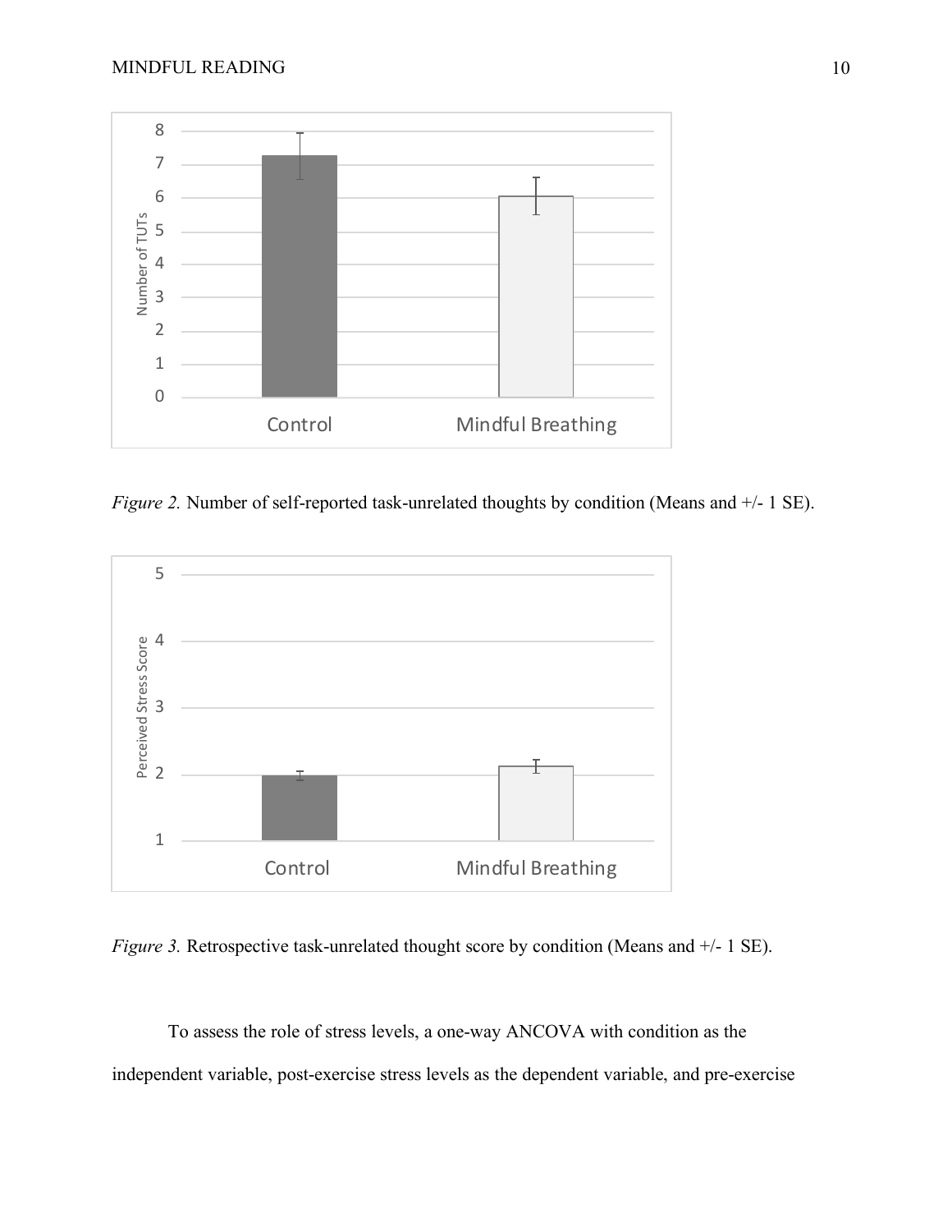*Figure 2.* Number of self-reported task-unrelated thoughts by condition (Means and +/- 1 SE).

*Figure 3.* Retrospective task-unrelated thought score by condition (Means and +/- 1 SE).

To assess the role of stress levels, a one-way ANCOVA with condition as the independent variable, post-exercise stress levels as the dependent variable, and pre-exercise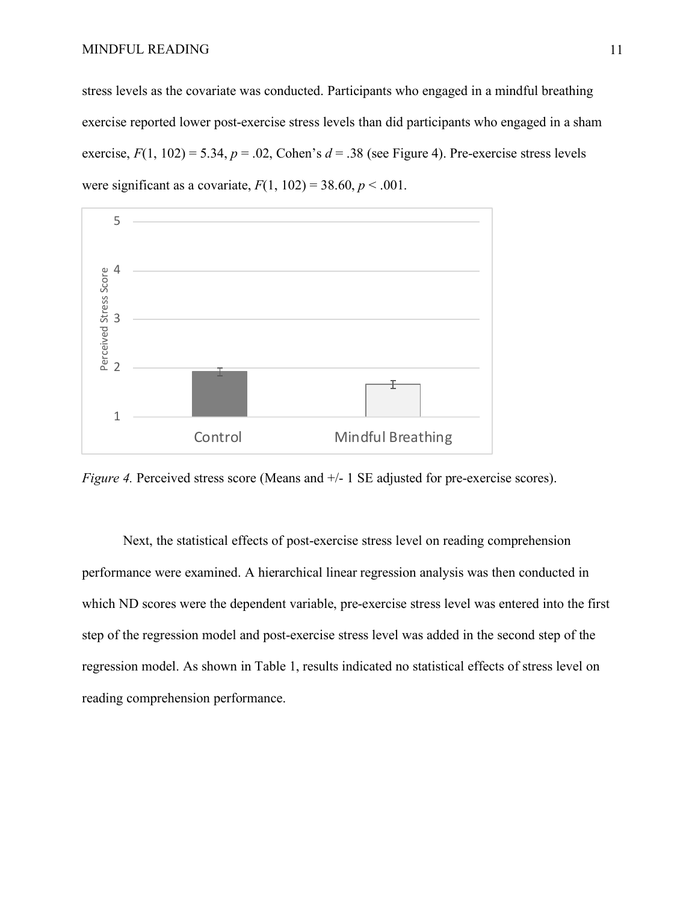stress levels as the covariate was conducted. Participants who engaged in a mindful breathing exercise reported lower post-exercise stress levels than did participants who engaged in a sham exercise, $F(1, 102) = 5.34$, $p = .02$, Cohen's $d = .38$ (see Figure 4). Pre-exercise stress levels were significant as a covariate, $F(1, 102) = 38.60$, $p < .001$.

*Figure 4.* Perceived stress score (Means and +/- 1 SE adjusted for pre-exercise scores).

Next, the statistical effects of post-exercise stress level on reading comprehension performance were examined. A hierarchical linear regression analysis was then conducted in which ND scores were the dependent variable, pre-exercise stress level was entered into the first step of the regression model and post-exercise stress level was added in the second step of the regression model. As shown in Table 1, results indicated no statistical effects of stress level on reading comprehension performance.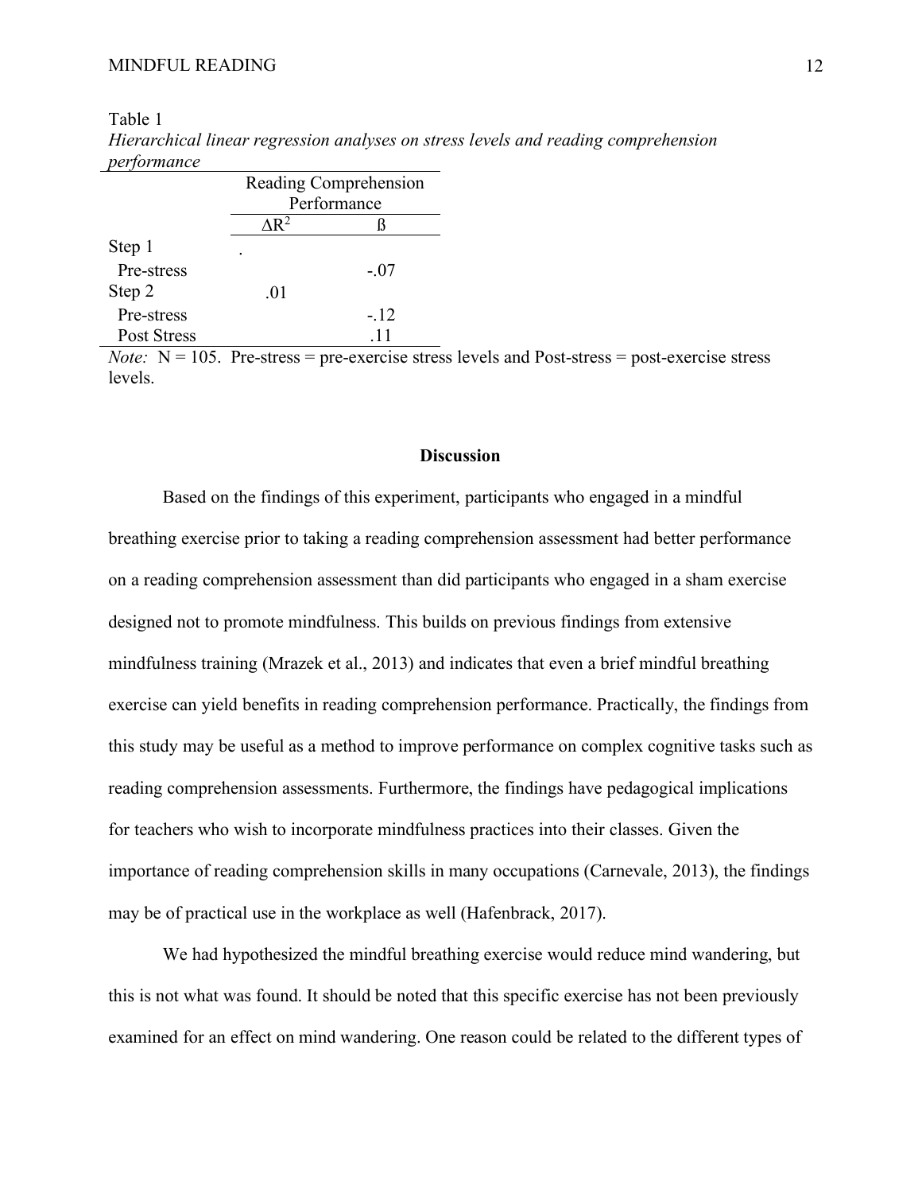Table 1

*Hierarchical linear regression analyses on stress levels and reading comprehension performance*

| | Reading Comprehension Performance | |
|---|---|---|
| | $\Delta R^2$ | ß |
| Step 1 | . | |
| Pre-stress | | -.07 |
| Step 2 | .01 | |
| Pre-stress | | -.12 |
| Post Stress | | .11 |

*Note:* N = 105. Pre-stress = pre-exercise stress levels and Post-stress = post-exercise stress levels.

## Discussion

Based on the findings of this experiment, participants who engaged in a mindful breathing exercise prior to taking a reading comprehension assessment had better performance on a reading comprehension assessment than did participants who engaged in a sham exercise designed not to promote mindfulness. This builds on previous findings from extensive mindfulness training (Mrazek et al., 2013) and indicates that even a brief mindful breathing exercise can yield benefits in reading comprehension performance. Practically, the findings from this study may be useful as a method to improve performance on complex cognitive tasks such as reading comprehension assessments. Furthermore, the findings have pedagogical implications for teachers who wish to incorporate mindfulness practices into their classes. Given the importance of reading comprehension skills in many occupations (Carnevale, 2013), the findings may be of practical use in the workplace as well (Hafenbrack, 2017).

We had hypothesized the mindful breathing exercise would reduce mind wandering, but this is not what was found. It should be noted that this specific exercise has not been previously examined for an effect on mind wandering. One reason could be related to the different types of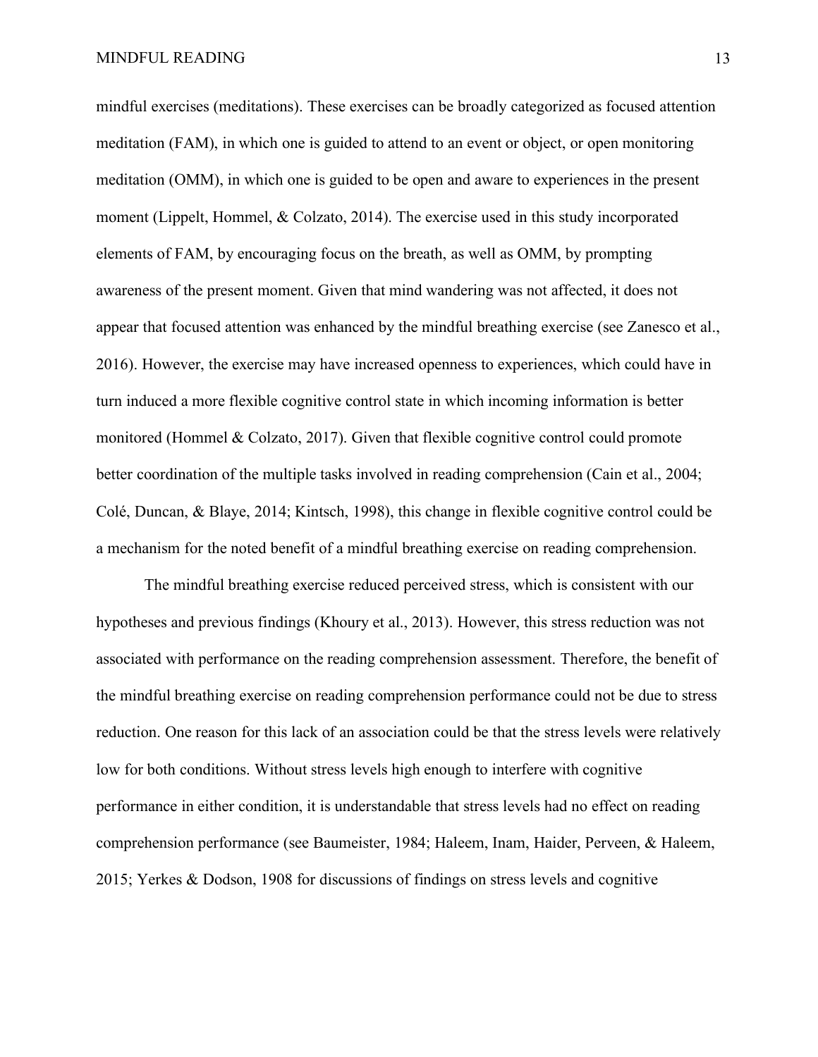mindful exercises (meditations). These exercises can be broadly categorized as focused attention meditation (FAM), in which one is guided to attend to an event or object, or open monitoring meditation (OMM), in which one is guided to be open and aware to experiences in the present moment (Lippelt, Hommel, & Colzato, 2014). The exercise used in this study incorporated elements of FAM, by encouraging focus on the breath, as well as OMM, by prompting awareness of the present moment. Given that mind wandering was not affected, it does not appear that focused attention was enhanced by the mindful breathing exercise (see Zanesco et al., 2016). However, the exercise may have increased openness to experiences, which could have in turn induced a more flexible cognitive control state in which incoming information is better monitored (Hommel & Colzato, 2017). Given that flexible cognitive control could promote better coordination of the multiple tasks involved in reading comprehension (Cain et al., 2004; Colé, Duncan, & Blaye, 2014; Kintsch, 1998), this change in flexible cognitive control could be a mechanism for the noted benefit of a mindful breathing exercise on reading comprehension.

The mindful breathing exercise reduced perceived stress, which is consistent with our hypotheses and previous findings (Khoury et al., 2013). However, this stress reduction was not associated with performance on the reading comprehension assessment. Therefore, the benefit of the mindful breathing exercise on reading comprehension performance could not be due to stress reduction. One reason for this lack of an association could be that the stress levels were relatively low for both conditions. Without stress levels high enough to interfere with cognitive performance in either condition, it is understandable that stress levels had no effect on reading comprehension performance (see Baumeister, 1984; Haleem, Inam, Haider, Perveen, & Haleem, 2015; Yerkes & Dodson, 1908 for discussions of findings on stress levels and cognitive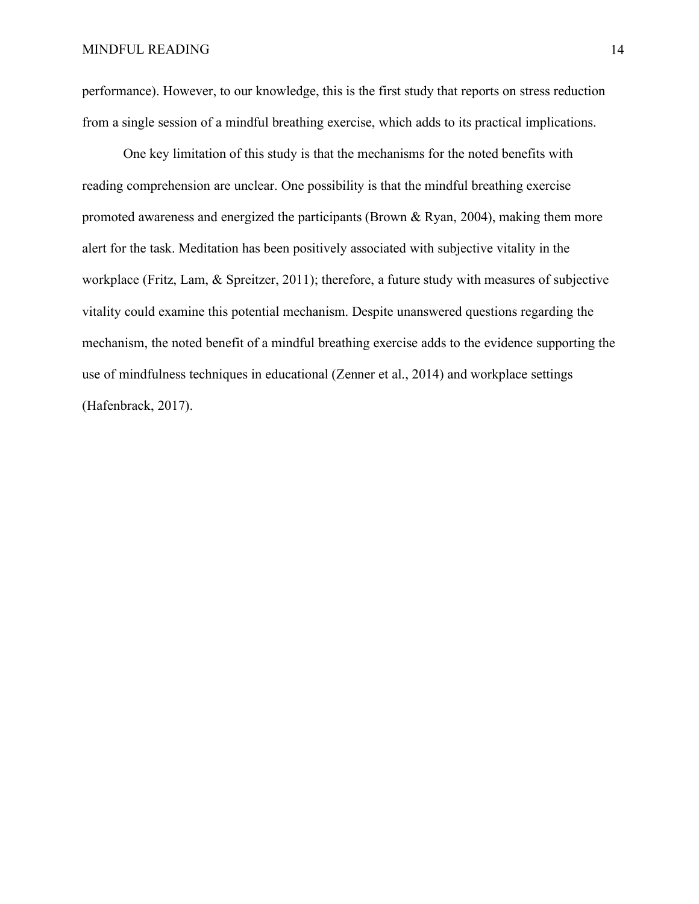performance). However, to our knowledge, this is the first study that reports on stress reduction from a single session of a mindful breathing exercise, which adds to its practical implications.

One key limitation of this study is that the mechanisms for the noted benefits with reading comprehension are unclear. One possibility is that the mindful breathing exercise promoted awareness and energized the participants (Brown & Ryan, 2004), making them more alert for the task. Meditation has been positively associated with subjective vitality in the workplace (Fritz, Lam, & Spreitzer, 2011); therefore, a future study with measures of subjective vitality could examine this potential mechanism. Despite unanswered questions regarding the mechanism, the noted benefit of a mindful breathing exercise adds to the evidence supporting the use of mindfulness techniques in educational (Zenner et al., 2014) and workplace settings (Hafenbrack, 2017).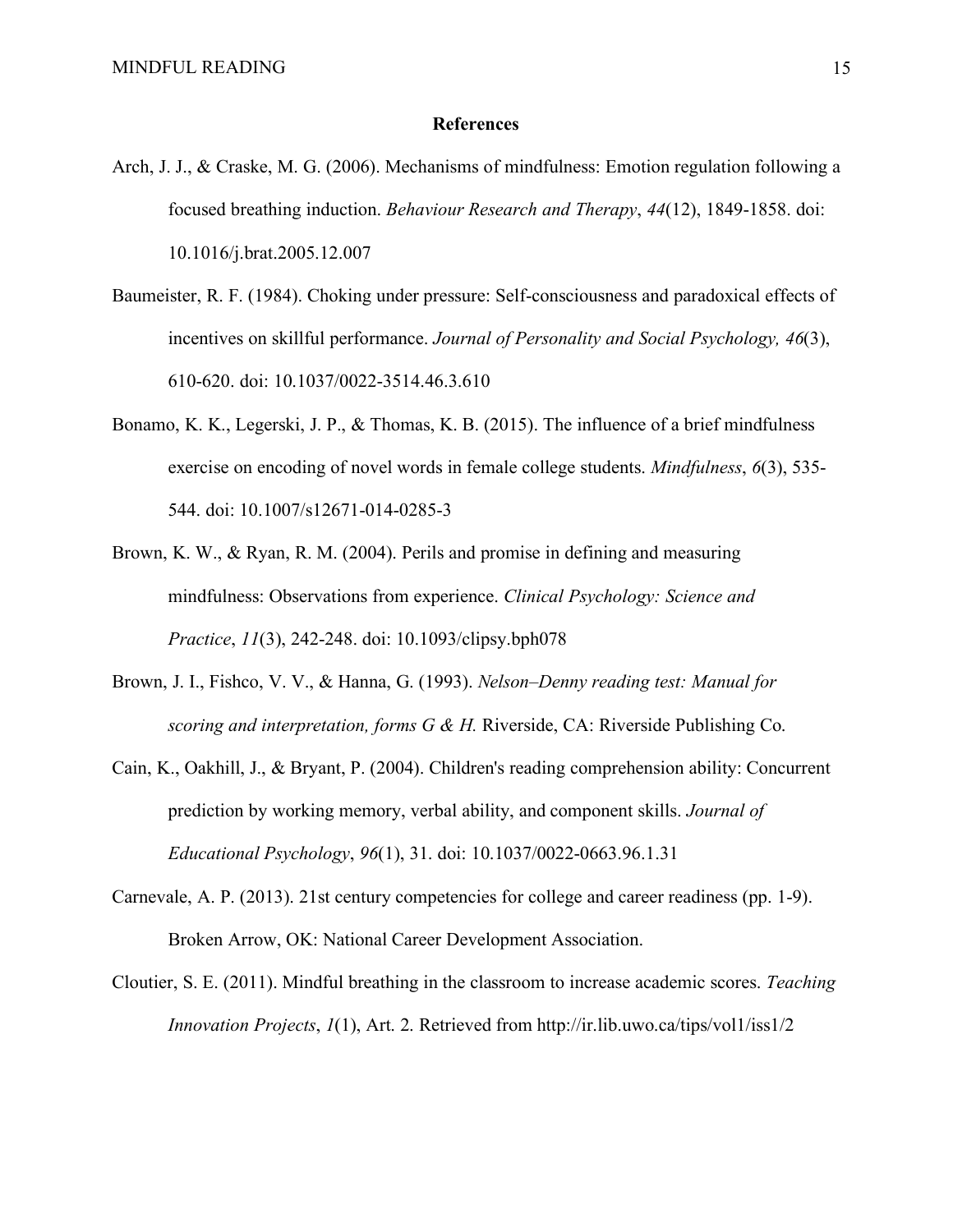## References

Arch, J. J., & Craske, M. G. (2006). Mechanisms of mindfulness: Emotion regulation following a focused breathing induction. *Behaviour Research and Therapy*, *44*(12), 1849-1858. doi: 10.1016/j.brat.2005.12.007

Baumeister, R. F. (1984). Choking under pressure: Self-consciousness and paradoxical effects of incentives on skillful performance. *Journal of Personality and Social Psychology, 46*(3), 610-620. doi: 10.1037/0022-3514.46.3.610

Bonamo, K. K., Legerski, J. P., & Thomas, K. B. (2015). The influence of a brief mindfulness exercise on encoding of novel words in female college students. *Mindfulness*, *6*(3), 535-544. doi: 10.1007/s12671-014-0285-3

Brown, K. W., & Ryan, R. M. (2004). Perils and promise in defining and measuring mindfulness: Observations from experience. *Clinical Psychology: Science and Practice*, *11*(3), 242-248. doi: 10.1093/clipsy.bph078

Brown, J. I., Fishco, V. V., & Hanna, G. (1993). *Nelson–Denny reading test: Manual for scoring and interpretation, forms G & H.* Riverside, CA: Riverside Publishing Co.

Cain, K., Oakhill, J., & Bryant, P. (2004). Children's reading comprehension ability: Concurrent prediction by working memory, verbal ability, and component skills. *Journal of Educational Psychology*, *96*(1), 31. doi: 10.1037/0022-0663.96.1.31

Carnevale, A. P. (2013). 21st century competencies for college and career readiness (pp. 1-9). Broken Arrow, OK: National Career Development Association.

Cloutier, S. E. (2011). Mindful breathing in the classroom to increase academic scores. *Teaching Innovation Projects*, *1*(1), Art. 2. Retrieved from http://ir.lib.uwo.ca/tips/vol1/iss1/2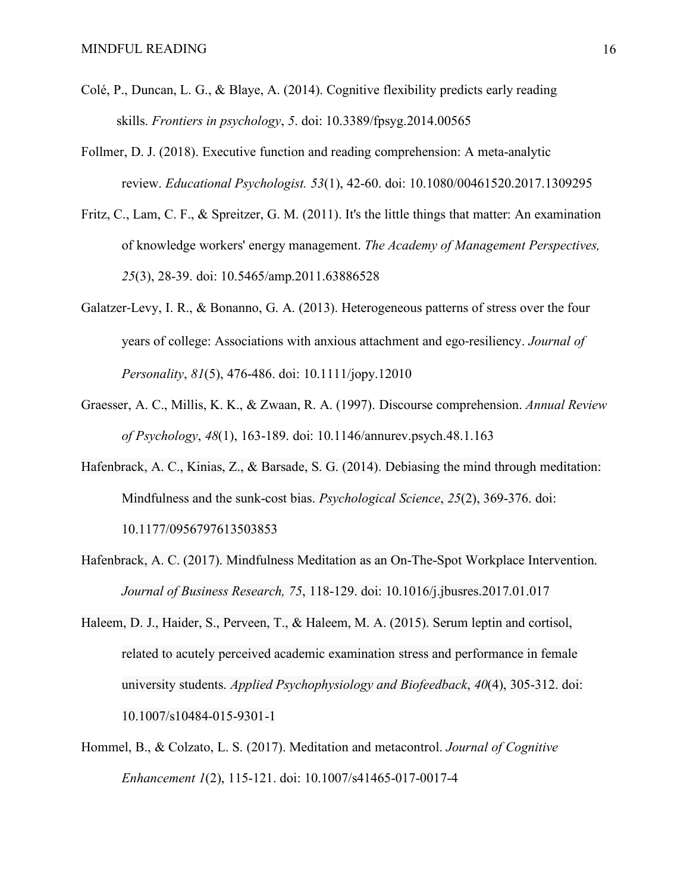Colé, P., Duncan, L. G., & Blaye, A. (2014). Cognitive flexibility predicts early reading skills. *Frontiers in psychology*, *5*. doi: 10.3389/fpsyg.2014.00565

Follmer, D. J. (2018). Executive function and reading comprehension: A meta-analytic review. *Educational Psychologist. 53*(1), 42-60. doi: 10.1080/00461520.2017.1309295

Fritz, C., Lam, C. F., & Spreitzer, G. M. (2011). It's the little things that matter: An examination of knowledge workers' energy management. *The Academy of Management Perspectives, 25*(3), 28-39. doi: 10.5465/amp.2011.63886528

Galatzer-Levy, I. R., & Bonanno, G. A. (2013). Heterogeneous patterns of stress over the four years of college: Associations with anxious attachment and ego-resiliency. *Journal of Personality*, *81*(5), 476-486. doi: 10.1111/jopy.12010

Graesser, A. C., Millis, K. K., & Zwaan, R. A. (1997). Discourse comprehension. *Annual Review of Psychology*, *48*(1), 163-189. doi: 10.1146/annurev.psych.48.1.163

Hafenbrack, A. C., Kinias, Z., & Barsade, S. G. (2014). Debiasing the mind through meditation: Mindfulness and the sunk-cost bias. *Psychological Science*, *25*(2), 369-376. doi: 10.1177/0956797613503853

Hafenbrack, A. C. (2017). Mindfulness Meditation as an On-The-Spot Workplace Intervention. *Journal of Business Research, 75*, 118-129. doi: 10.1016/j.jbusres.2017.01.017

Haleem, D. J., Haider, S., Perveen, T., & Haleem, M. A. (2015). Serum leptin and cortisol, related to acutely perceived academic examination stress and performance in female university students. *Applied Psychophysiology and Biofeedback*, *40*(4), 305-312. doi: 10.1007/s10484-015-9301-1

Hommel, B., & Colzato, L. S. (2017). Meditation and metacontrol. *Journal of Cognitive Enhancement 1*(2), 115-121. doi: 10.1007/s41465-017-0017-4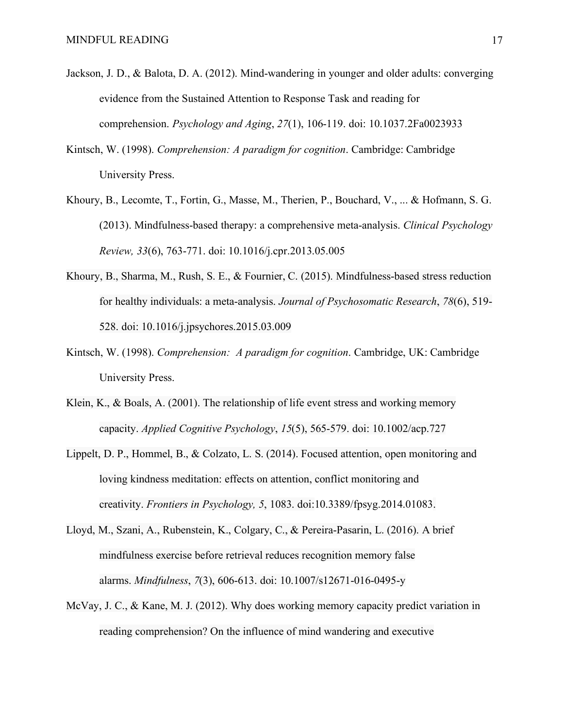Jackson, J. D., & Balota, D. A. (2012). Mind-wandering in younger and older adults: converging evidence from the Sustained Attention to Response Task and reading for comprehension. *Psychology and Aging*, *27*(1), 106-119. doi: 10.1037.2Fa0023933

Kintsch, W. (1998). *Comprehension: A paradigm for cognition*. Cambridge: Cambridge University Press.

Khoury, B., Lecomte, T., Fortin, G., Masse, M., Therien, P., Bouchard, V., ... & Hofmann, S. G. (2013). Mindfulness-based therapy: a comprehensive meta-analysis. *Clinical Psychology Review, 33*(6), 763-771. doi: 10.1016/j.cpr.2013.05.005

Khoury, B., Sharma, M., Rush, S. E., & Fournier, C. (2015). Mindfulness-based stress reduction for healthy individuals: a meta-analysis. *Journal of Psychosomatic Research*, *78*(6), 519-528. doi: 10.1016/j.jpsychores.2015.03.009

Kintsch, W. (1998). *Comprehension: A paradigm for cognition*. Cambridge, UK: Cambridge University Press.

Klein, K., & Boals, A. (2001). The relationship of life event stress and working memory capacity. *Applied Cognitive Psychology*, *15*(5), 565-579. doi: 10.1002/acp.727

Lippelt, D. P., Hommel, B., & Colzato, L. S. (2014). Focused attention, open monitoring and loving kindness meditation: effects on attention, conflict monitoring and creativity. *Frontiers in Psychology, 5*, 1083. doi:10.3389/fpsyg.2014.01083.

Lloyd, M., Szani, A., Rubenstein, K., Colgary, C., & Pereira-Pasarin, L. (2016). A brief mindfulness exercise before retrieval reduces recognition memory false alarms. *Mindfulness*, *7*(3), 606-613. doi: 10.1007/s12671-016-0495-y

McVay, J. C., & Kane, M. J. (2012). Why does working memory capacity predict variation in reading comprehension? On the influence of mind wandering and executive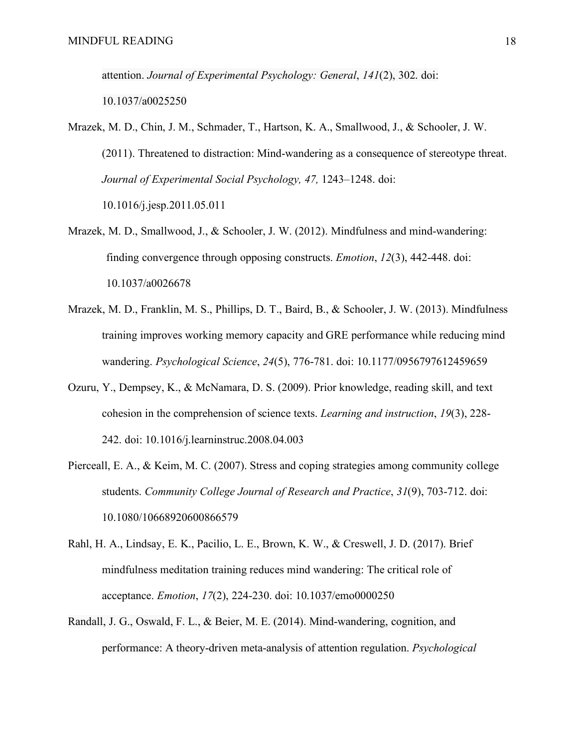attention. *Journal of Experimental Psychology: General*, *141*(2), 302. doi: 10.1037/a0025250

Mrazek, M. D., Chin, J. M., Schmader, T., Hartson, K. A., Smallwood, J., & Schooler, J. W. (2011). Threatened to distraction: Mind-wandering as a consequence of stereotype threat. *Journal of Experimental Social Psychology, 47,* 1243–1248. doi: 10.1016/j.jesp.2011.05.011

Mrazek, M. D., Smallwood, J., & Schooler, J. W. (2012). Mindfulness and mind-wandering: finding convergence through opposing constructs. *Emotion*, *12*(3), 442-448. doi: 10.1037/a0026678

Mrazek, M. D., Franklin, M. S., Phillips, D. T., Baird, B., & Schooler, J. W. (2013). Mindfulness training improves working memory capacity and GRE performance while reducing mind wandering. *Psychological Science*, *24*(5), 776-781. doi: 10.1177/0956797612459659

Ozuru, Y., Dempsey, K., & McNamara, D. S. (2009). Prior knowledge, reading skill, and text cohesion in the comprehension of science texts. *Learning and instruction*, *19*(3), 228-242. doi: 10.1016/j.learninstruc.2008.04.003

Pierceall, E. A., & Keim, M. C. (2007). Stress and coping strategies among community college students. *Community College Journal of Research and Practice*, *31*(9), 703-712. doi: 10.1080/10668920600866579

Rahl, H. A., Lindsay, E. K., Pacilio, L. E., Brown, K. W., & Creswell, J. D. (2017). Brief mindfulness meditation training reduces mind wandering: The critical role of acceptance. *Emotion*, *17*(2), 224-230. doi: 10.1037/emo0000250

Randall, J. G., Oswald, F. L., & Beier, M. E. (2014). Mind-wandering, cognition, and performance: A theory-driven meta-analysis of attention regulation. *Psychological*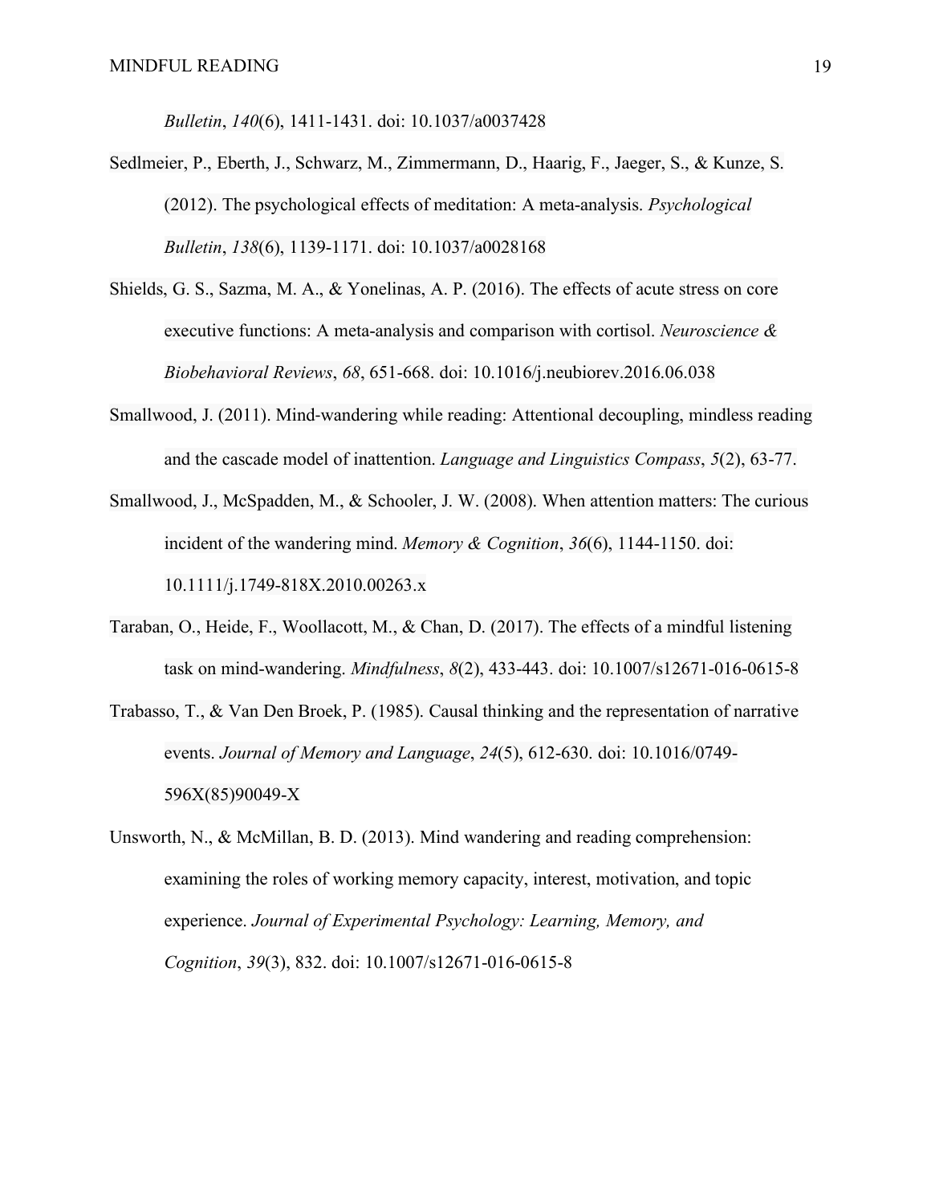*Bulletin*, *140*(6), 1411-1431. doi: 10.1037/a0037428

Sedlmeier, P., Eberth, J., Schwarz, M., Zimmermann, D., Haarig, F., Jaeger, S., & Kunze, S. (2012). The psychological effects of meditation: A meta-analysis. *Psychological Bulletin*, *138*(6), 1139-1171. doi: 10.1037/a0028168

Shields, G. S., Sazma, M. A., & Yonelinas, A. P. (2016). The effects of acute stress on core executive functions: A meta-analysis and comparison with cortisol. *Neuroscience & Biobehavioral Reviews*, *68*, 651-668. doi: 10.1016/j.neubiorev.2016.06.038

Smallwood, J. (2011). Mind-wandering while reading: Attentional decoupling, mindless reading and the cascade model of inattention. *Language and Linguistics Compass*, *5*(2), 63-77.

Smallwood, J., McSpadden, M., & Schooler, J. W. (2008). When attention matters: The curious incident of the wandering mind. *Memory & Cognition*, *36*(6), 1144-1150. doi: 10.1111/j.1749-818X.2010.00263.x

Taraban, O., Heide, F., Woollacott, M., & Chan, D. (2017). The effects of a mindful listening task on mind-wandering. *Mindfulness*, *8*(2), 433-443. doi: 10.1007/s12671-016-0615-8

Trabasso, T., & Van Den Broek, P. (1985). Causal thinking and the representation of narrative events. *Journal of Memory and Language*, *24*(5), 612-630. doi: 10.1016/0749-596X(85)90049-X

Unsworth, N., & McMillan, B. D. (2013). Mind wandering and reading comprehension: examining the roles of working memory capacity, interest, motivation, and topic experience. *Journal of Experimental Psychology: Learning, Memory, and Cognition*, *39*(3), 832. doi: 10.1007/s12671-016-0615-8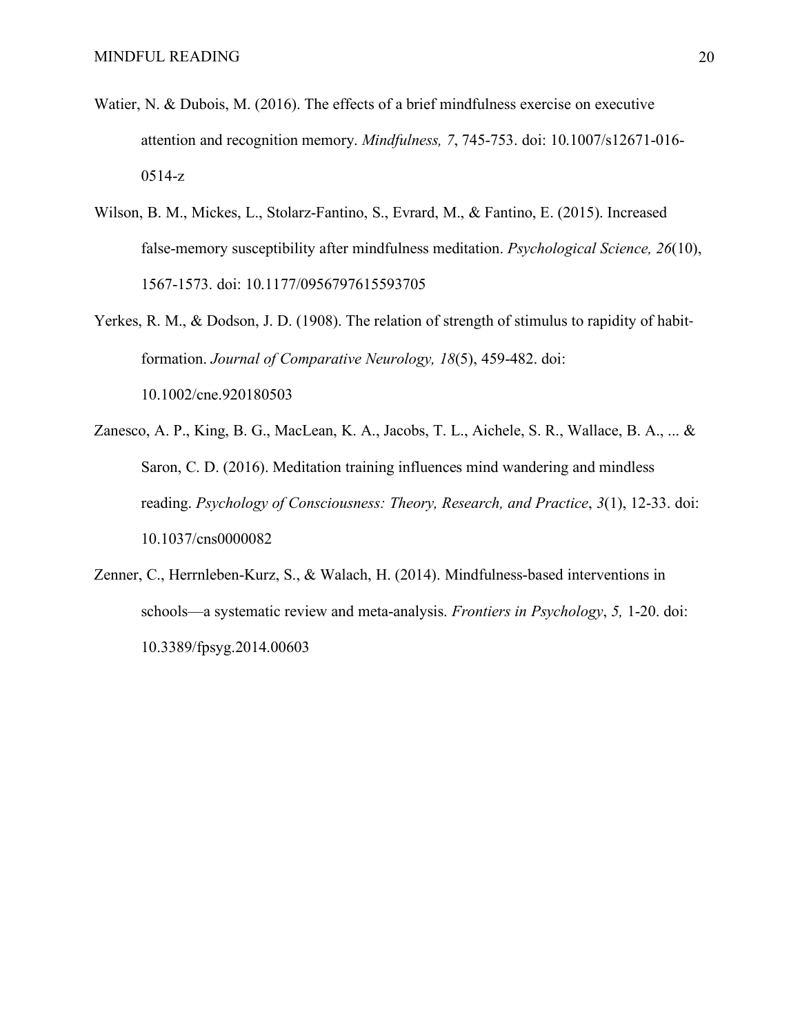Watier, N. & Dubois, M. (2016). The effects of a brief mindfulness exercise on executive attention and recognition memory. *Mindfulness, 7*, 745-753. doi: 10.1007/s12671-016-0514-z

Wilson, B. M., Mickes, L., Stolarz-Fantino, S., Evrard, M., & Fantino, E. (2015). Increased false-memory susceptibility after mindfulness meditation. *Psychological Science, 26*(10), 1567-1573. doi: 10.1177/0956797615593705

Yerkes, R. M., & Dodson, J. D. (1908). The relation of strength of stimulus to rapidity of habit-formation. *Journal of Comparative Neurology, 18*(5), 459-482. doi: 10.1002/cne.920180503

Zanesco, A. P., King, B. G., MacLean, K. A., Jacobs, T. L., Aichele, S. R., Wallace, B. A., ... & Saron, C. D. (2016). Meditation training influences mind wandering and mindless reading. *Psychology of Consciousness: Theory, Research, and Practice*, *3*(1), 12-33. doi: 10.1037/cns0000082

Zenner, C., Herrnleben-Kurz, S., & Walach, H. (2014). Mindfulness-based interventions in schools—a systematic review and meta-analysis. *Frontiers in Psychology*, *5,* 1-20. doi: 10.3389/fpsyg.2014.00603